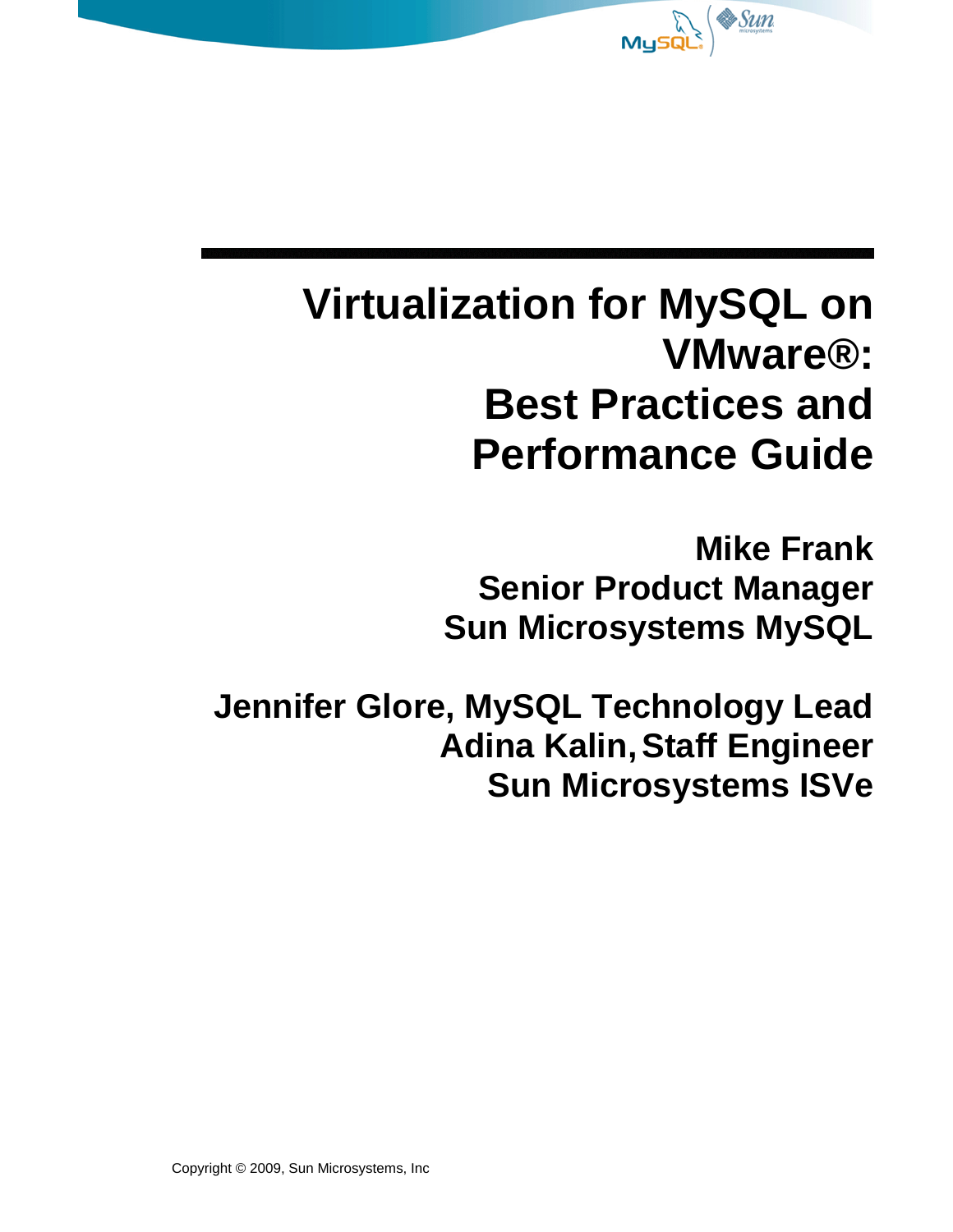# Virtualization for MySQL on VMware®: Best Practices and Performance Guide

**Mike Frank**
**Senior Product Manager**
**Sun Microsystems MySQL**

**Jennifer Glore, MySQL Technology Lead**
**Adina Kalin, Staff Engineer**
**Sun Microsystems ISVe**

Copyright © 2009, Sun Microsystems, Inc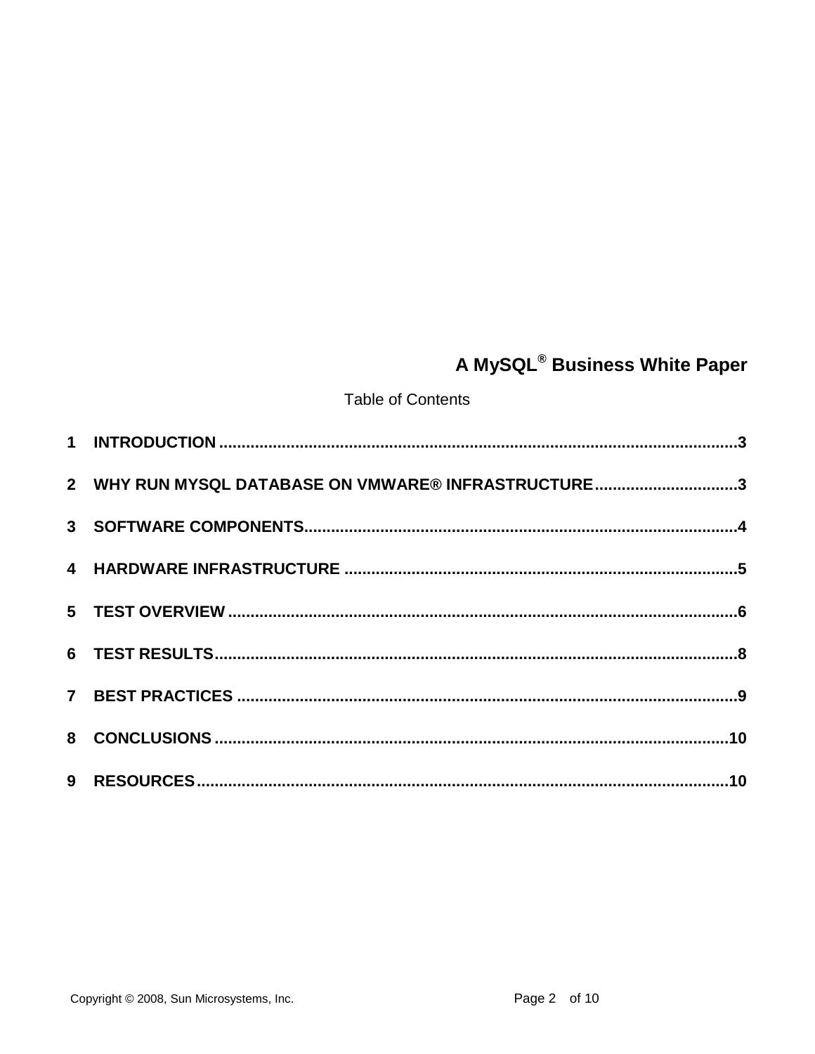**A MySQL® Business White Paper**

Table of Contents

1 INTRODUCTION .....3

2 WHY RUN MYSQL DATABASE ON VMWARE® INFRASTRUCTURE .....3

3 SOFTWARE COMPONENTS .....4

4 HARDWARE INFRASTRUCTURE .....5

5 TEST OVERVIEW .....6

6 TEST RESULTS .....8

7 BEST PRACTICES .....9

8 CONCLUSIONS .....10

9 RESOURCES .....10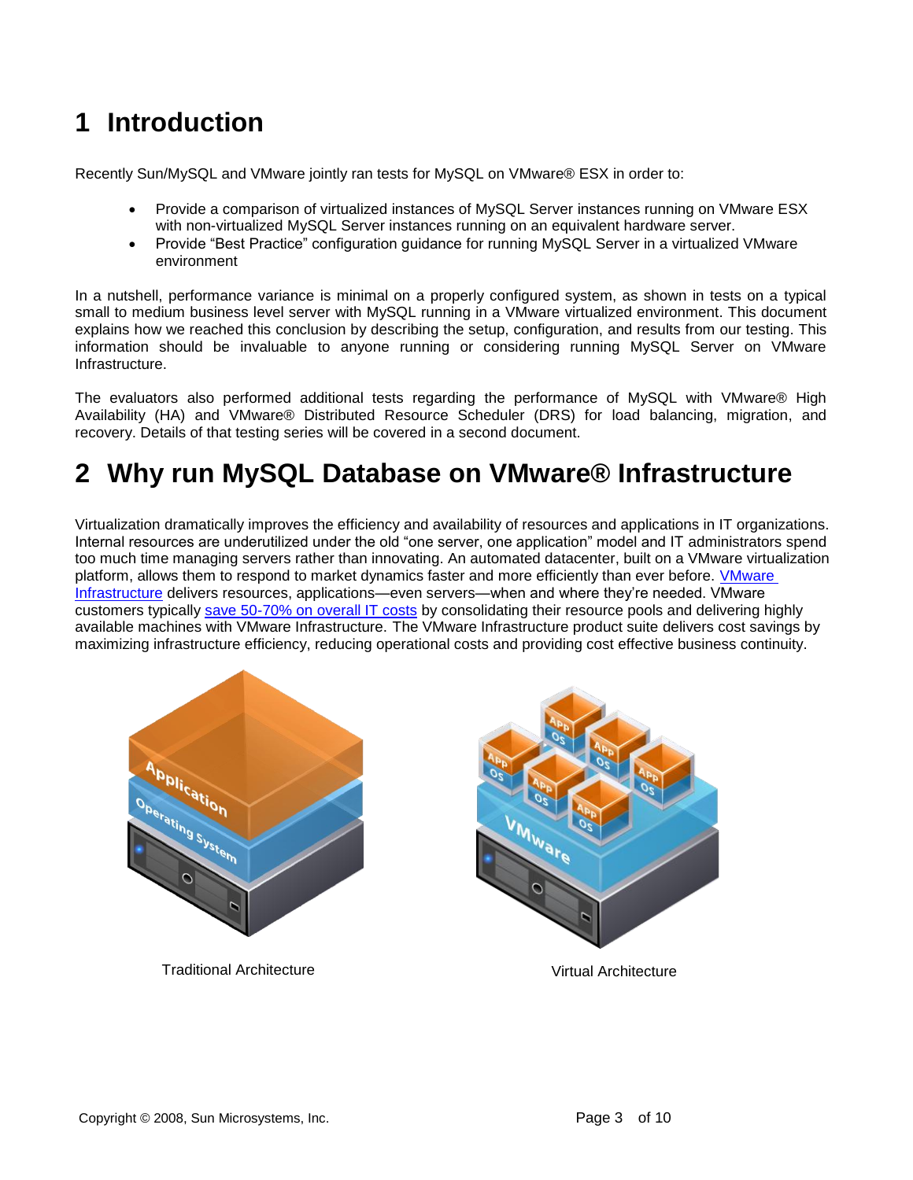# 1 Introduction

Recently Sun/MySQL and VMware jointly ran tests for MySQL on VMware® ESX in order to:

- Provide a comparison of virtualized instances of MySQL Server instances running on VMware ESX with non-virtualized MySQL Server instances running on an equivalent hardware server.
- Provide "Best Practice" configuration guidance for running MySQL Server in a virtualized VMware environment

In a nutshell, performance variance is minimal on a properly configured system, as shown in tests on a typical small to medium business level server with MySQL running in a VMware virtualized environment. This document explains how we reached this conclusion by describing the setup, configuration, and results from our testing. This information should be invaluable to anyone running or considering running MySQL Server on VMware Infrastructure.

The evaluators also performed additional tests regarding the performance of MySQL with VMware® High Availability (HA) and VMware® Distributed Resource Scheduler (DRS) for load balancing, migration, and recovery. Details of that testing series will be covered in a second document.

# 2 Why run MySQL Database on VMware® Infrastructure

Virtualization dramatically improves the efficiency and availability of resources and applications in IT organizations. Internal resources are underutilized under the old "one server, one application" model and IT administrators spend too much time managing servers rather than innovating. An automated datacenter, built on a VMware virtualization platform, allows them to respond to market dynamics faster and more efficiently than ever before. VMware Infrastructure delivers resources, applications—even servers—when and where they're needed. VMware customers typically save 50-70% on overall IT costs by consolidating their resource pools and delivering highly available machines with VMware Infrastructure. The VMware Infrastructure product suite delivers cost savings by maximizing infrastructure efficiency, reducing operational costs and providing cost effective business continuity.

Traditional Architecture

Virtual Architecture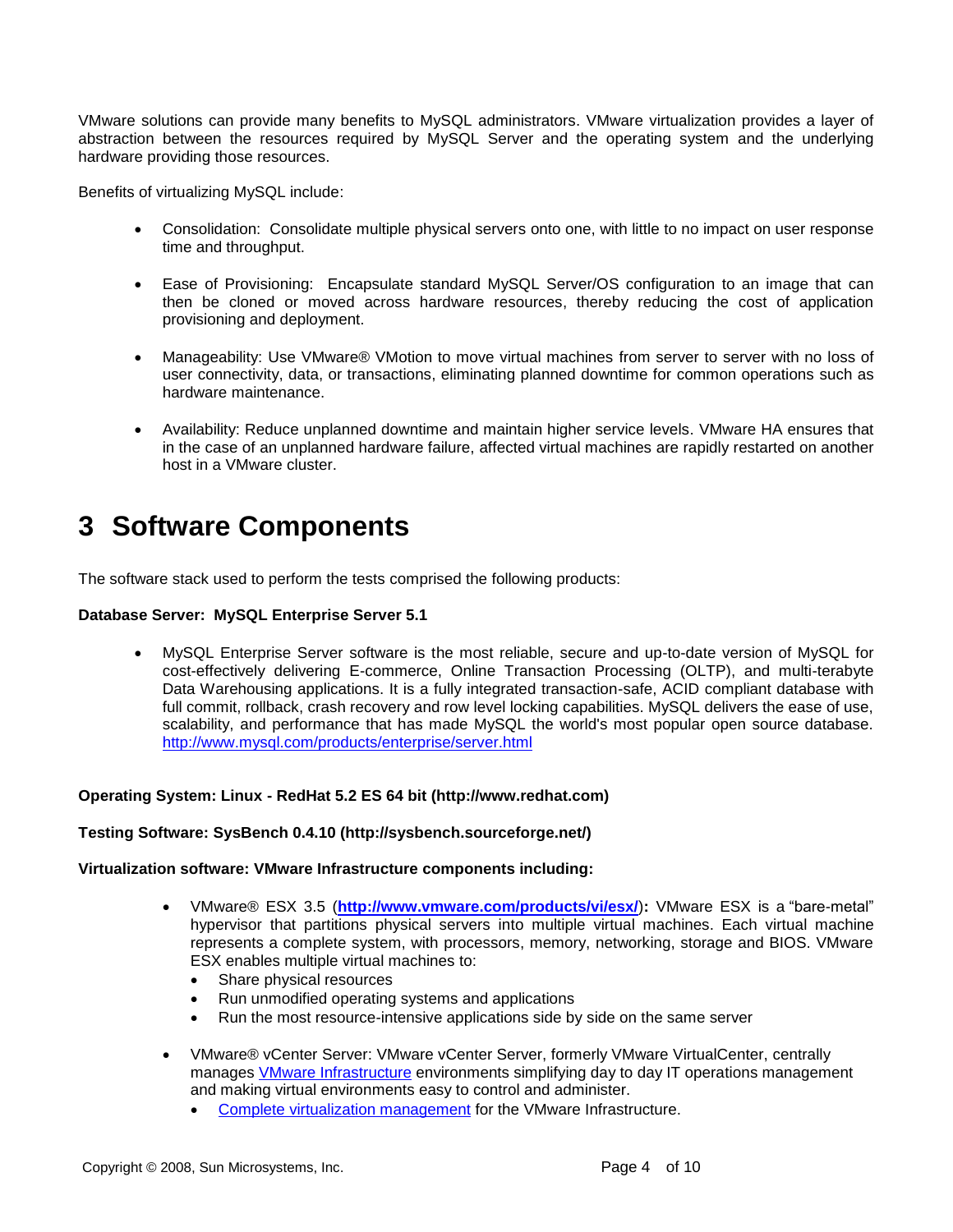VMware solutions can provide many benefits to MySQL administrators. VMware virtualization provides a layer of abstraction between the resources required by MySQL Server and the operating system and the underlying hardware providing those resources.

Benefits of virtualizing MySQL include:

- Consolidation: Consolidate multiple physical servers onto one, with little to no impact on user response time and throughput.

- Ease of Provisioning: Encapsulate standard MySQL Server/OS configuration to an image that can then be cloned or moved across hardware resources, thereby reducing the cost of application provisioning and deployment.

- Manageability: Use VMware® VMotion to move virtual machines from server to server with no loss of user connectivity, data, or transactions, eliminating planned downtime for common operations such as hardware maintenance.

- Availability: Reduce unplanned downtime and maintain higher service levels. VMware HA ensures that in the case of an unplanned hardware failure, affected virtual machines are rapidly restarted on another host in a VMware cluster.

# 3 Software Components

The software stack used to perform the tests comprised the following products:

**Database Server: MySQL Enterprise Server 5.1**

- MySQL Enterprise Server software is the most reliable, secure and up-to-date version of MySQL for cost-effectively delivering E-commerce, Online Transaction Processing (OLTP), and multi-terabyte Data Warehousing applications. It is a fully integrated transaction-safe, ACID compliant database with full commit, rollback, crash recovery and row level locking capabilities. MySQL delivers the ease of use, scalability, and performance that has made MySQL the world's most popular open source database. http://www.mysql.com/products/enterprise/server.html

**Operating System: Linux - RedHat 5.2 ES 64 bit (http://www.redhat.com)**

**Testing Software: SysBench 0.4.10 (http://sysbench.sourceforge.net/)**

**Virtualization software: VMware Infrastructure components including:**

- VMware® ESX 3.5 (**http://www.vmware.com/products/vi/esx/**)**:** VMware ESX is a "bare-metal" hypervisor that partitions physical servers into multiple virtual machines. Each virtual machine represents a complete system, with processors, memory, networking, storage and BIOS. VMware ESX enables multiple virtual machines to:
  - Share physical resources
  - Run unmodified operating systems and applications
  - Run the most resource-intensive applications side by side on the same server

- VMware® vCenter Server: VMware vCenter Server, formerly VMware VirtualCenter, centrally manages VMware Infrastructure environments simplifying day to day IT operations management and making virtual environments easy to control and administer.
  - Complete virtualization management for the VMware Infrastructure.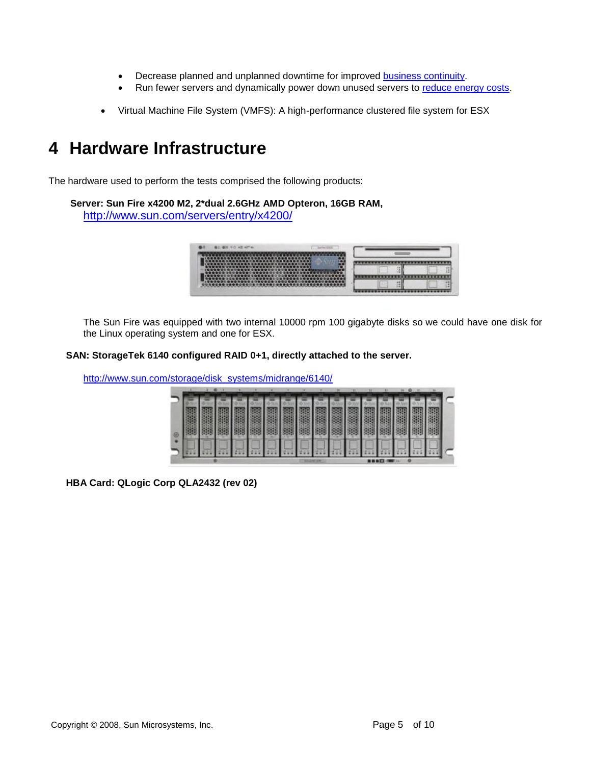- Decrease planned and unplanned downtime for improved business continuity.
- Run fewer servers and dynamically power down unused servers to reduce energy costs.

- Virtual Machine File System (VMFS): A high-performance clustered file system for ESX

# 4 Hardware Infrastructure

The hardware used to perform the tests comprised the following products:

**Server: Sun Fire x4200 M2, 2*dual 2.6GHz AMD Opteron, 16GB RAM,**
http://www.sun.com/servers/entry/x4200/

The Sun Fire was equipped with two internal 10000 rpm 100 gigabyte disks so we could have one disk for the Linux operating system and one for ESX.

**SAN: StorageTek 6140 configured RAID 0+1, directly attached to the server.**

http://www.sun.com/storage/disk_systems/midrange/6140/

**HBA Card: QLogic Corp QLA2432 (rev 02)**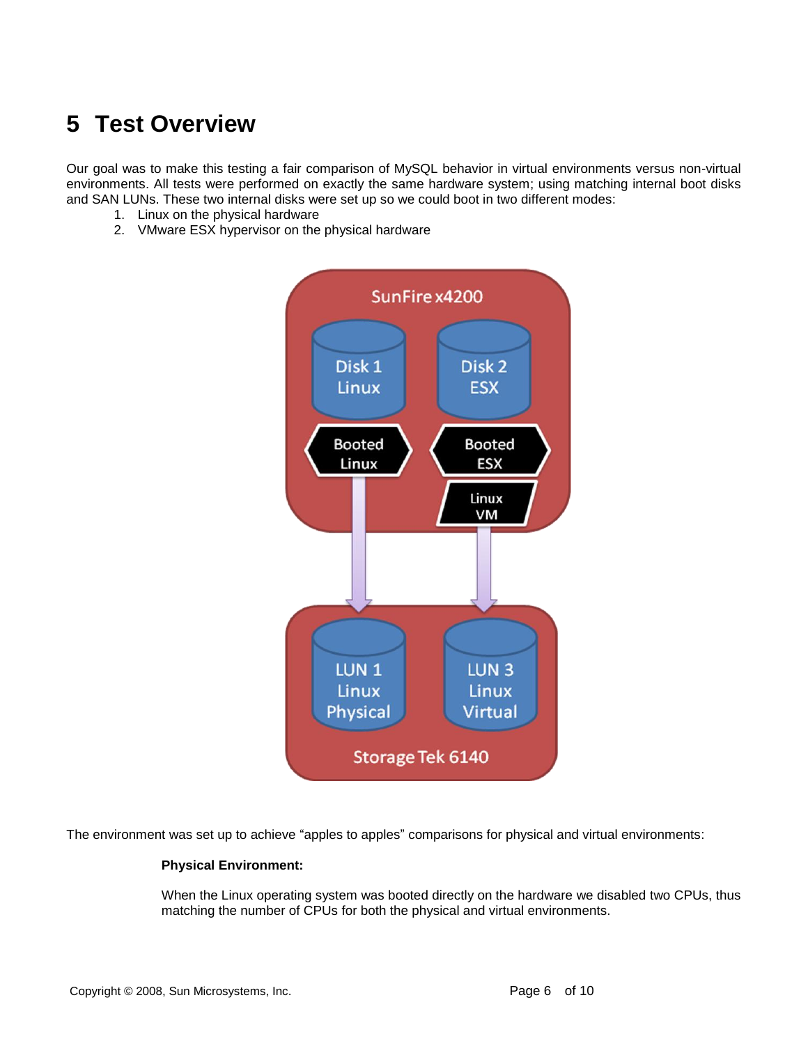# 5 Test Overview

Our goal was to make this testing a fair comparison of MySQL behavior in virtual environments versus non-virtual environments. All tests were performed on exactly the same hardware system; using matching internal boot disks and SAN LUNs. These two internal disks were set up so we could boot in two different modes:

1. Linux on the physical hardware
2. VMware ESX hypervisor on the physical hardware

The environment was set up to achieve "apples to apples" comparisons for physical and virtual environments:

**Physical Environment:**

When the Linux operating system was booted directly on the hardware we disabled two CPUs, thus matching the number of CPUs for both the physical and virtual environments.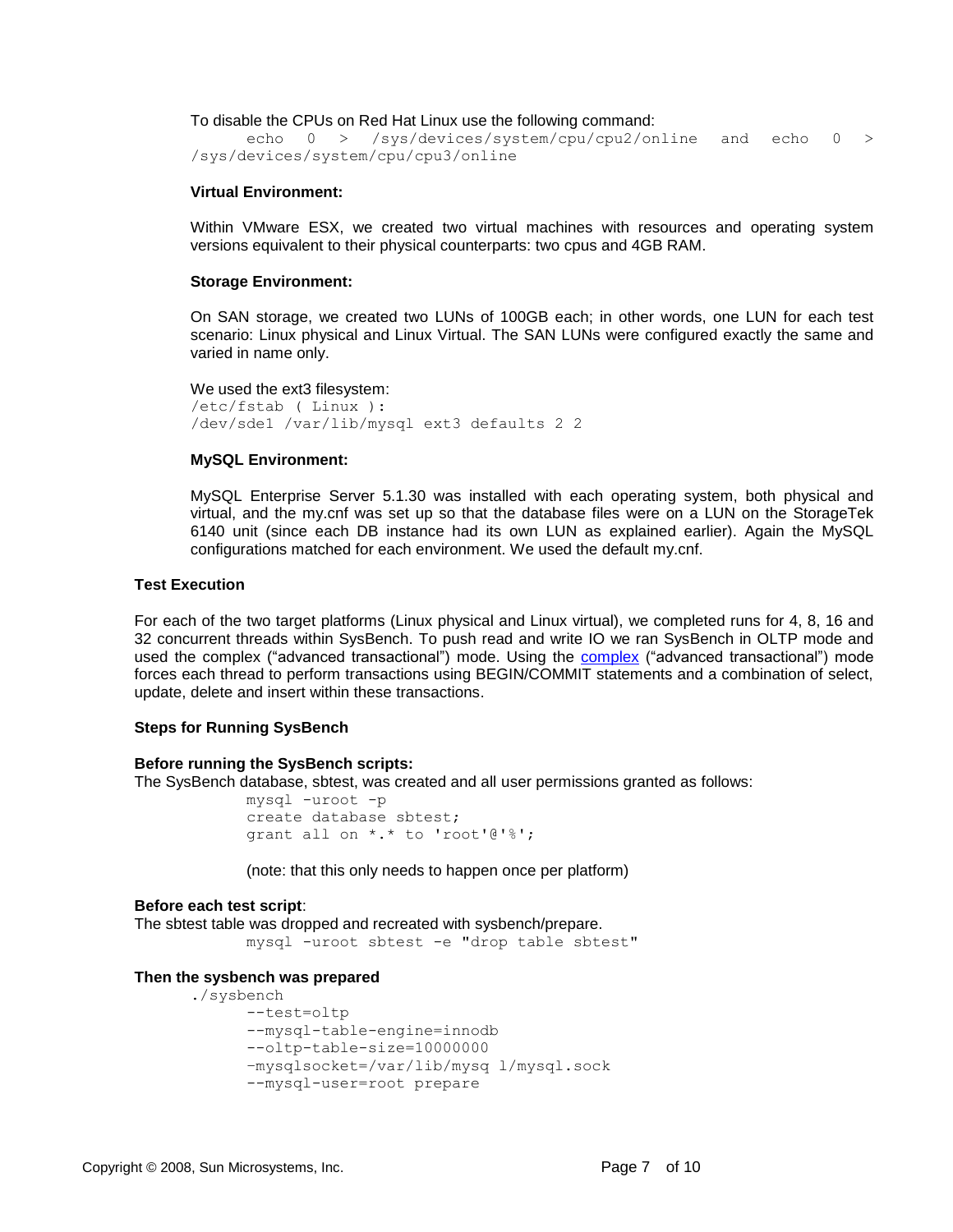To disable the CPUs on Red Hat Linux use the following command:

```
echo 0 > /sys/devices/system/cpu/cpu2/online and echo 0 > /sys/devices/system/cpu/cpu3/online
```

**Virtual Environment:**

Within VMware ESX, we created two virtual machines with resources and operating system versions equivalent to their physical counterparts: two cpus and 4GB RAM.

**Storage Environment:**

On SAN storage, we created two LUNs of 100GB each; in other words, one LUN for each test scenario: Linux physical and Linux Virtual. The SAN LUNs were configured exactly the same and varied in name only.

We used the ext3 filesystem:

```
/etc/fstab ( Linux ):
/dev/sde1 /var/lib/mysql ext3 defaults 2 2
```

**MySQL Environment:**

MySQL Enterprise Server 5.1.30 was installed with each operating system, both physical and virtual, and the my.cnf was set up so that the database files were on a LUN on the StorageTek 6140 unit (since each DB instance had its own LUN as explained earlier). Again the MySQL configurations matched for each environment. We used the default my.cnf.

**Test Execution**

For each of the two target platforms (Linux physical and Linux virtual), we completed runs for 4, 8, 16 and 32 concurrent threads within SysBench. To push read and write IO we ran SysBench in OLTP mode and used the complex ("advanced transactional") mode. Using the complex ("advanced transactional") mode forces each thread to perform transactions using BEGIN/COMMIT statements and a combination of select, update, delete and insert within these transactions.

**Steps for Running SysBench**

**Before running the SysBench scripts:**
The SysBench database, sbtest, was created and all user permissions granted as follows:

```
mysql -uroot -p
create database sbtest;
grant all on *.* to 'root'@'%';
```

(note: that this only needs to happen once per platform)

**Before each test script**:
The sbtest table was dropped and recreated with sysbench/prepare.

```
mysql -uroot sbtest -e "drop table sbtest"
```

**Then the sysbench was prepared**

```
./sysbench
    --test=oltp
    --mysql-table-engine=innodb
    --oltp-table-size=10000000
    –mysqlsocket=/var/lib/mysq l/mysql.sock
    --mysql-user=root prepare
```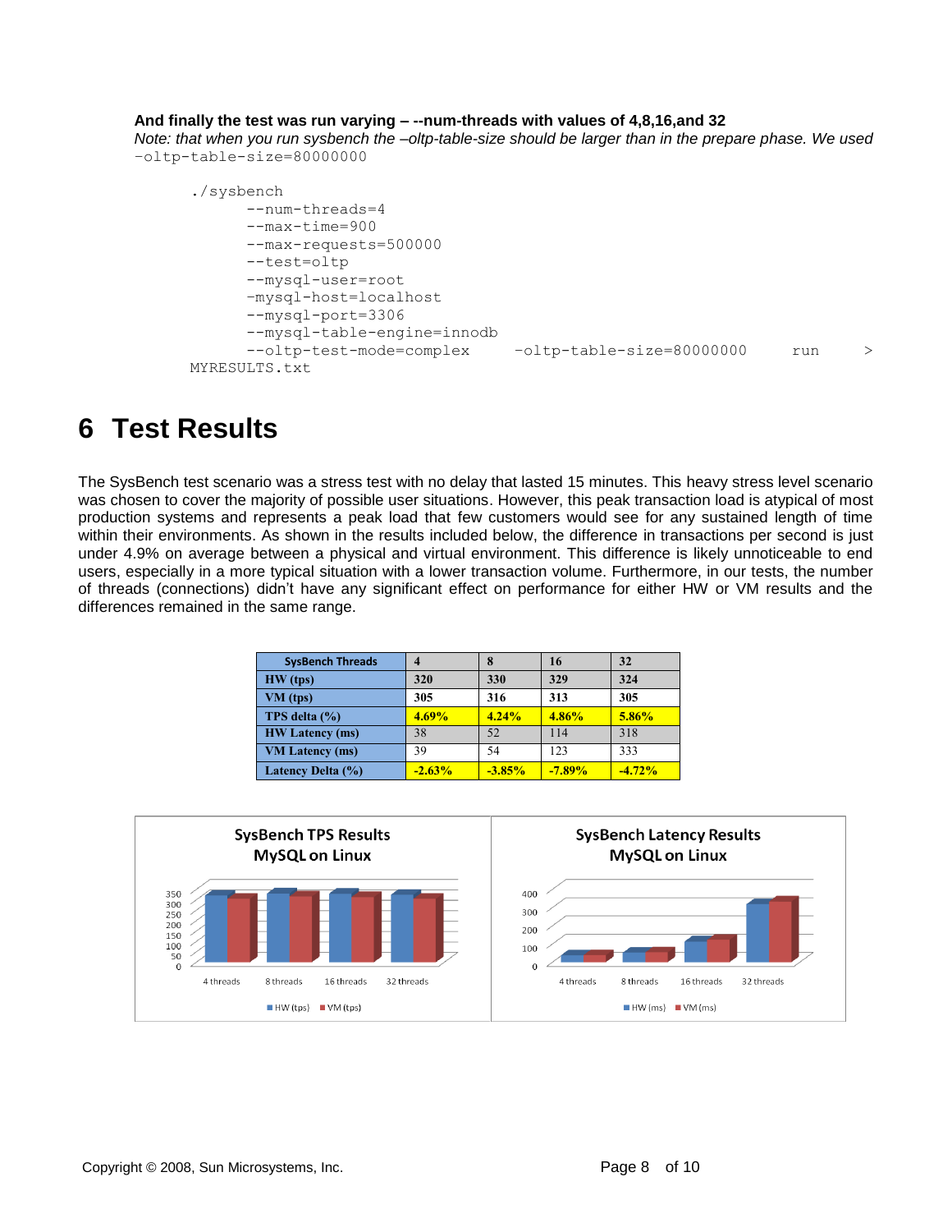**And finally the test was run varying – --num-threads with values of 4,8,16,and 32**

*Note: that when you run sysbench the –oltp-table-size should be larger than in the prepare phase. We used* -oltp-table-size=80000000

```
./sysbench
      --num-threads=4
      --max-time=900
      --max-requests=500000
      --test=oltp
      --mysql-user=root
      -mysql-host=localhost
      --mysql-port=3306
      --mysql-table-engine=innodb
      --oltp-test-mode=complex     -oltp-table-size=80000000      run      >
MYRESULTS.txt
```

# 6 Test Results

The SysBench test scenario was a stress test with no delay that lasted 15 minutes. This heavy stress level scenario was chosen to cover the majority of possible user situations. However, this peak transaction load is atypical of most production systems and represents a peak load that few customers would see for any sustained length of time within their environments. As shown in the results included below, the difference in transactions per second is just under 4.9% on average between a physical and virtual environment. This difference is likely unnoticeable to end users, especially in a more typical situation with a lower transaction volume. Furthermore, in our tests, the number of threads (connections) didn't have any significant effect on performance for either HW or VM results and the differences remained in the same range.

| SysBench Threads | 4 | 8 | 16 | 32 |
|---|---|---|---|---|
| HW (tps) | 320 | 330 | 329 | 324 |
| VM (tps) | 305 | 316 | 313 | 305 |
| TPS delta (%) | 4.69% | 4.24% | 4.86% | 5.86% |
| HW Latency (ms) | 38 | 52 | 114 | 318 |
| VM Latency (ms) | 39 | 54 | 123 | 333 |
| Latency Delta (%) | -2.63% | -3.85% | -7.89% | -4.72% |

**SysBench TPS Results MySQL on Linux**

**SysBench Latency Results MySQL on Linux**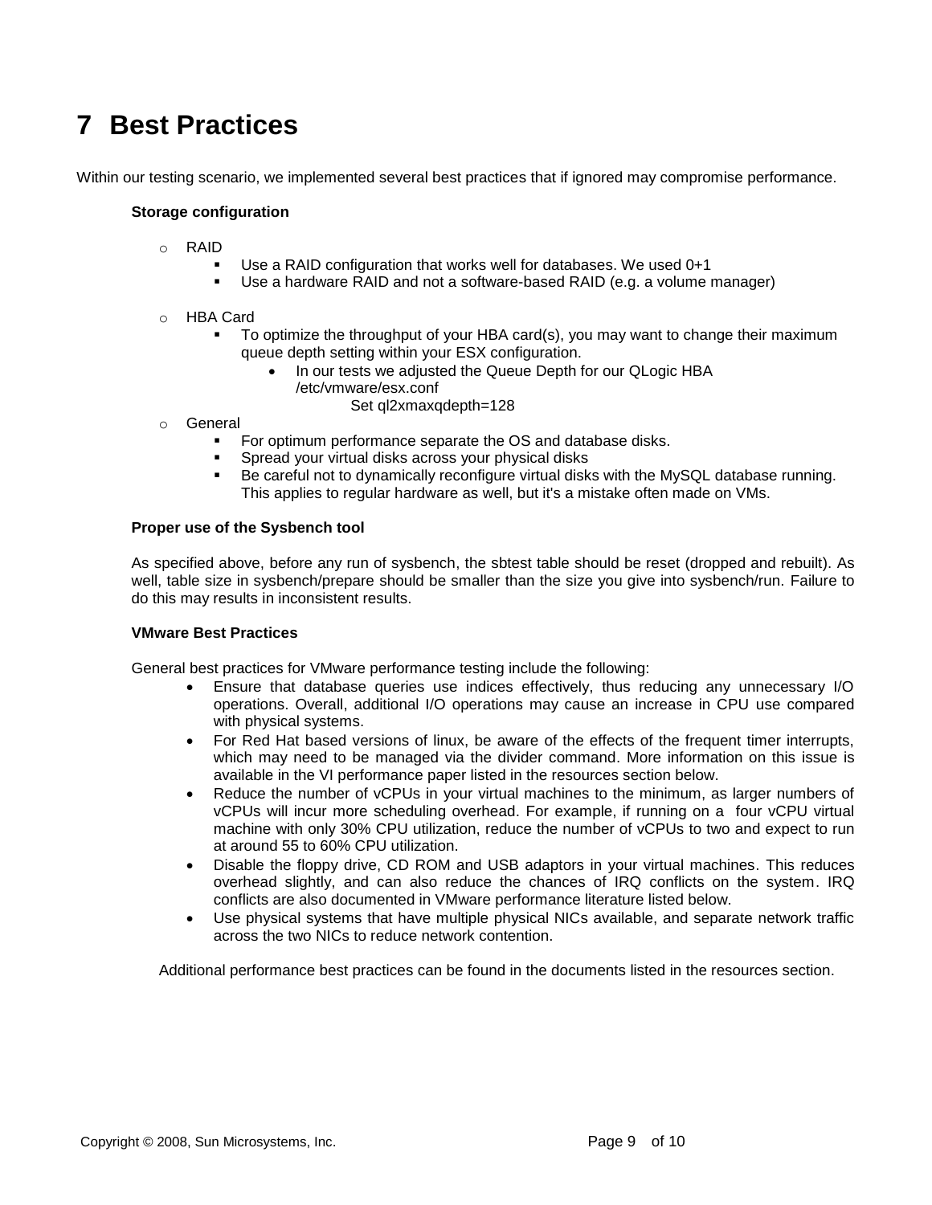# 7 Best Practices

Within our testing scenario, we implemented several best practices that if ignored may compromise performance.

**Storage configuration**

- RAID
  - Use a RAID configuration that works well for databases. We used 0+1
  - Use a hardware RAID and not a software-based RAID (e.g. a volume manager)
- HBA Card
  - To optimize the throughput of your HBA card(s), you may want to change their maximum queue depth setting within your ESX configuration.
    - In our tests we adjusted the Queue Depth for our QLogic HBA /etc/vmware/esx.conf
      Set ql2xmaxqdepth=128
- General
  - For optimum performance separate the OS and database disks.
  - Spread your virtual disks across your physical disks
  - Be careful not to dynamically reconfigure virtual disks with the MySQL database running. This applies to regular hardware as well, but it's a mistake often made on VMs.

**Proper use of the Sysbench tool**

As specified above, before any run of sysbench, the sbtest table should be reset (dropped and rebuilt). As well, table size in sysbench/prepare should be smaller than the size you give into sysbench/run. Failure to do this may results in inconsistent results.

**VMware Best Practices**

General best practices for VMware performance testing include the following:

- Ensure that database queries use indices effectively, thus reducing any unnecessary I/O operations. Overall, additional I/O operations may cause an increase in CPU use compared with physical systems.
- For Red Hat based versions of linux, be aware of the effects of the frequent timer interrupts, which may need to be managed via the divider command. More information on this issue is available in the VI performance paper listed in the resources section below.
- Reduce the number of vCPUs in your virtual machines to the minimum, as larger numbers of vCPUs will incur more scheduling overhead. For example, if running on a four vCPU virtual machine with only 30% CPU utilization, reduce the number of vCPUs to two and expect to run at around 55 to 60% CPU utilization.
- Disable the floppy drive, CD ROM and USB adaptors in your virtual machines. This reduces overhead slightly, and can also reduce the chances of IRQ conflicts on the system. IRQ conflicts are also documented in VMware performance literature listed below.
- Use physical systems that have multiple physical NICs available, and separate network traffic across the two NICs to reduce network contention.

Additional performance best practices can be found in the documents listed in the resources section.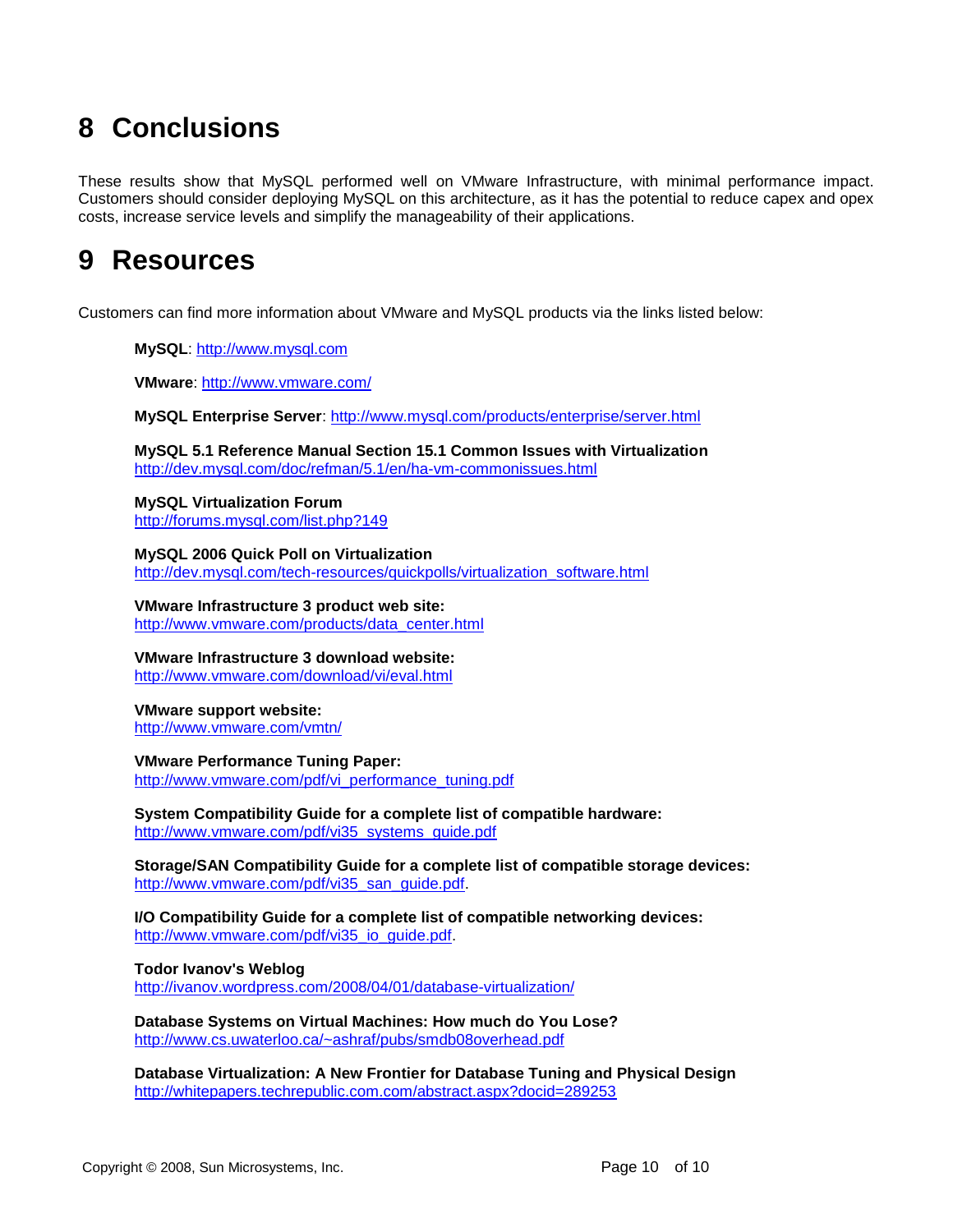# 8 Conclusions

These results show that MySQL performed well on VMware Infrastructure, with minimal performance impact. Customers should consider deploying MySQL on this architecture, as it has the potential to reduce capex and opex costs, increase service levels and simplify the manageability of their applications.

# 9 Resources

Customers can find more information about VMware and MySQL products via the links listed below:

**MySQL**: http://www.mysql.com

**VMware**: http://www.vmware.com/

**MySQL Enterprise Server**: http://www.mysql.com/products/enterprise/server.html

**MySQL 5.1 Reference Manual Section 15.1 Common Issues with Virtualization**
http://dev.mysql.com/doc/refman/5.1/en/ha-vm-commonissues.html

**MySQL Virtualization Forum**
http://forums.mysql.com/list.php?149

**MySQL 2006 Quick Poll on Virtualization**
http://dev.mysql.com/tech-resources/quickpolls/virtualization_software.html

**VMware Infrastructure 3 product web site:**
http://www.vmware.com/products/data_center.html

**VMware Infrastructure 3 download website:**
http://www.vmware.com/download/vi/eval.html

**VMware support website:**
http://www.vmware.com/vmtn/

**VMware Performance Tuning Paper:**
http://www.vmware.com/pdf/vi_performance_tuning.pdf

**System Compatibility Guide for a complete list of compatible hardware:**
http://www.vmware.com/pdf/vi35_systems_guide.pdf

**Storage/SAN Compatibility Guide for a complete list of compatible storage devices:**
http://www.vmware.com/pdf/vi35_san_guide.pdf.

**I/O Compatibility Guide for a complete list of compatible networking devices:**
http://www.vmware.com/pdf/vi35_io_guide.pdf.

**Todor Ivanov's Weblog**
http://ivanov.wordpress.com/2008/04/01/database-virtualization/

**Database Systems on Virtual Machines: How much do You Lose?**
http://www.cs.uwaterloo.ca/~ashraf/pubs/smdb08overhead.pdf

**Database Virtualization: A New Frontier for Database Tuning and Physical Design**
http://whitepapers.techrepublic.com.com/abstract.aspx?docid=289253